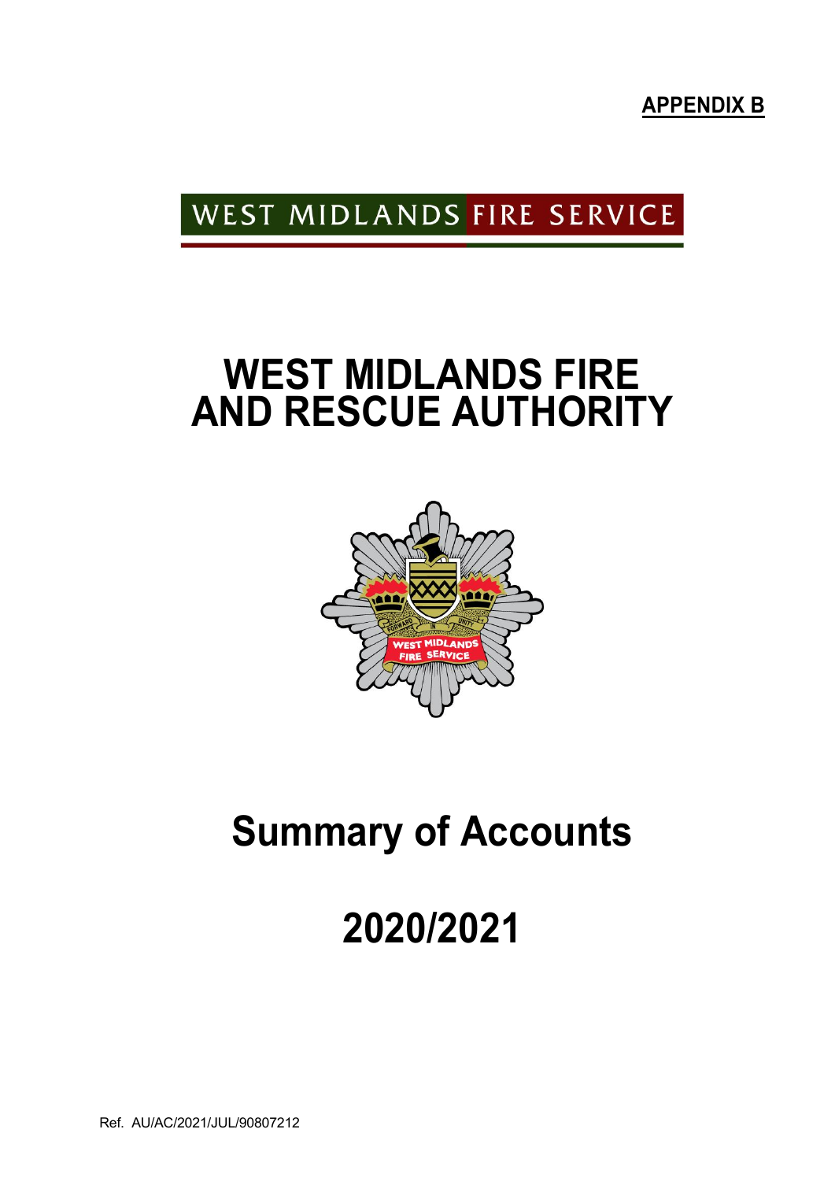**APPENDIX B**

WEST MIDLANDS FIRE SERVICE

# WEST MIDLANDS FIRE AND RESCUE AUTHORITY

# Summary of Accounts

# 2020/2021

Ref. AU/AC/2021/JUL/90807212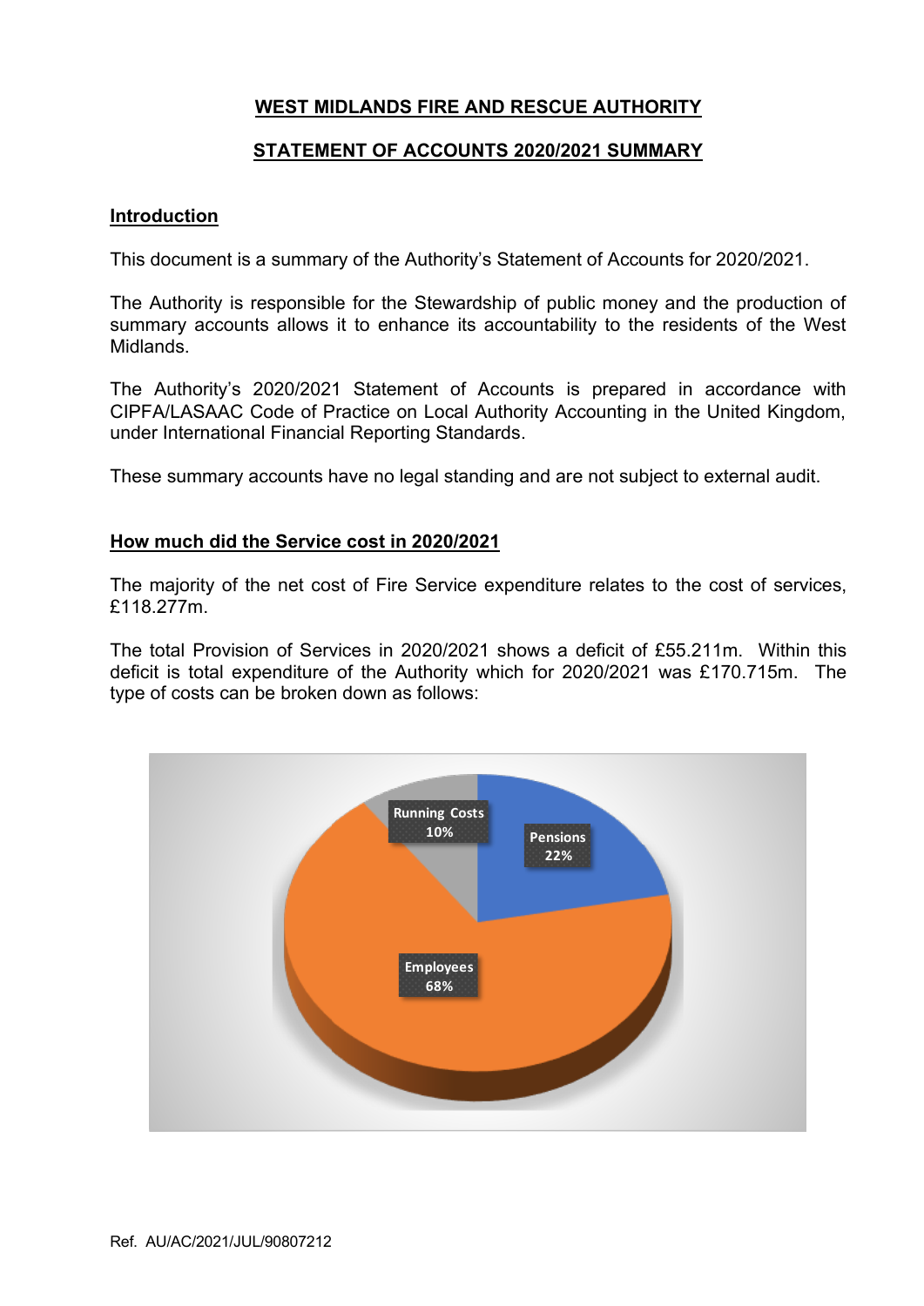# WEST MIDLANDS FIRE AND RESCUE AUTHORITY

## STATEMENT OF ACCOUNTS 2020/2021 SUMMARY

### Introduction

This document is a summary of the Authority's Statement of Accounts for 2020/2021.

The Authority is responsible for the Stewardship of public money and the production of summary accounts allows it to enhance its accountability to the residents of the West Midlands.

The Authority's 2020/2021 Statement of Accounts is prepared in accordance with CIPFA/LASAAC Code of Practice on Local Authority Accounting in the United Kingdom, under International Financial Reporting Standards.

These summary accounts have no legal standing and are not subject to external audit.

### How much did the Service cost in 2020/2021

The majority of the net cost of Fire Service expenditure relates to the cost of services, £118.277m.

The total Provision of Services in 2020/2021 shows a deficit of £55.211m. Within this deficit is total expenditure of the Authority which for 2020/2021 was £170.715m. The type of costs can be broken down as follows:

| Type of cost | Percentage |
|---|---|
| Employees | 68% |
| Pensions | 22% |
| Running Costs | 10% |

Ref. AU/AC/2021/JUL/90807212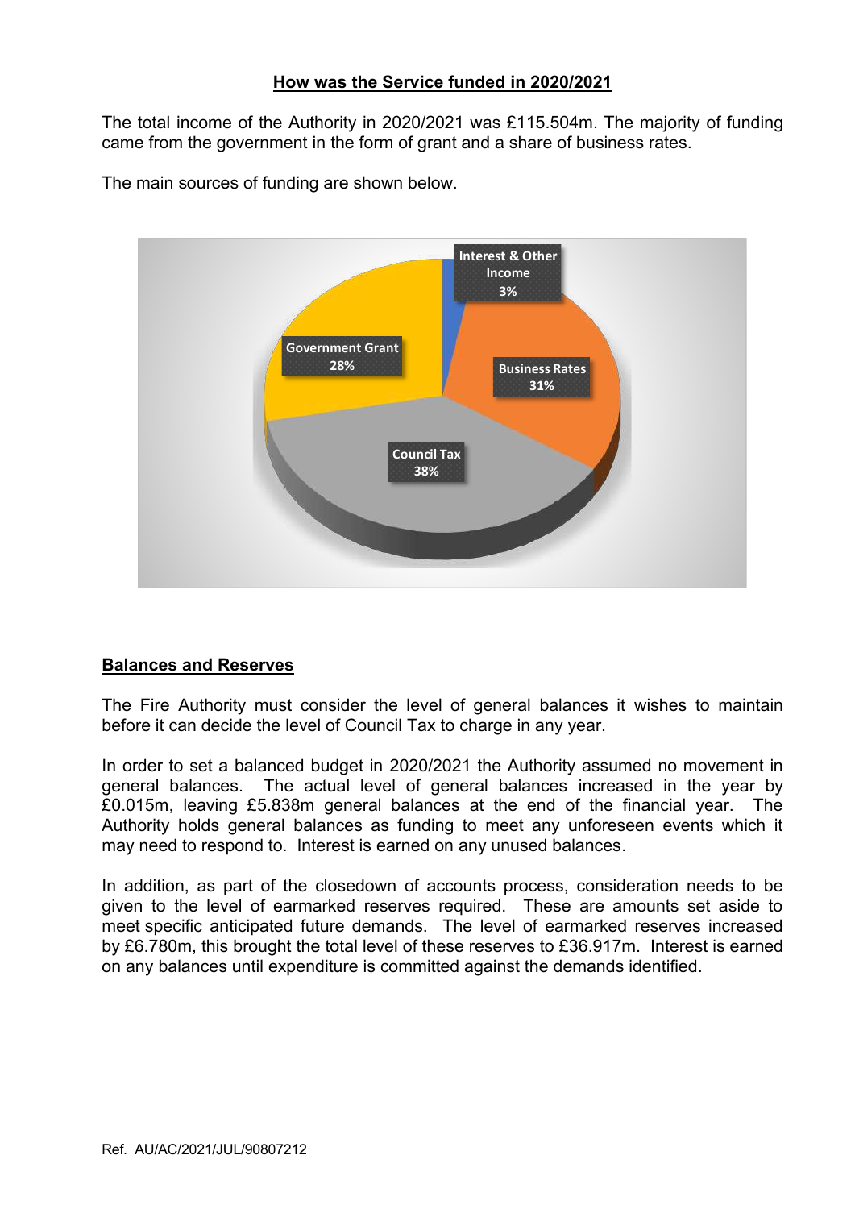## How was the Service funded in 2020/2021

The total income of the Authority in 2020/2021 was £115.504m. The majority of funding came from the government in the form of grant and a share of business rates.

The main sources of funding are shown below.

Interest & Other Income 3%

Business Rates 31%

Council Tax 38%

Government Grant 28%

## Balances and Reserves

The Fire Authority must consider the level of general balances it wishes to maintain before it can decide the level of Council Tax to charge in any year.

In order to set a balanced budget in 2020/2021 the Authority assumed no movement in general balances. The actual level of general balances increased in the year by £0.015m, leaving £5.838m general balances at the end of the financial year. The Authority holds general balances as funding to meet any unforeseen events which it may need to respond to. Interest is earned on any unused balances.

In addition, as part of the closedown of accounts process, consideration needs to be given to the level of earmarked reserves required. These are amounts set aside to meet specific anticipated future demands. The level of earmarked reserves increased by £6.780m, this brought the total level of these reserves to £36.917m. Interest is earned on any balances until expenditure is committed against the demands identified.

Ref. AU/AC/2021/JUL/90807212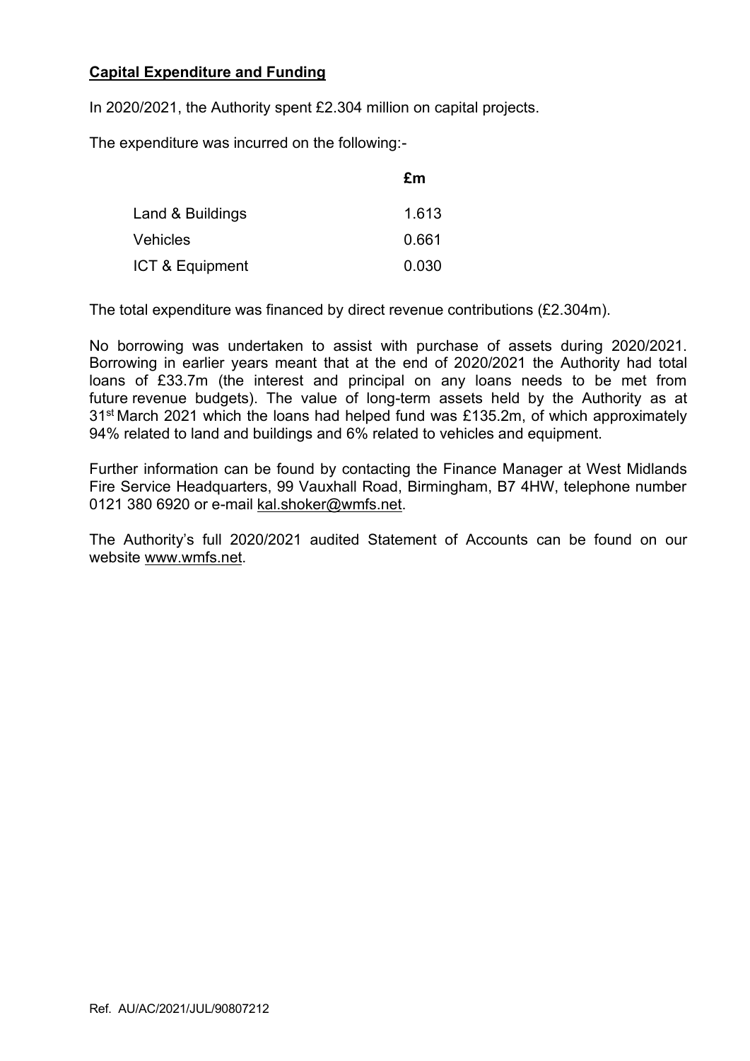**Capital Expenditure and Funding**

In 2020/2021, the Authority spent £2.304 million on capital projects.

The expenditure was incurred on the following:-

| | £m |
|---|---|
| Land & Buildings | 1.613 |
| Vehicles | 0.661 |
| ICT & Equipment | 0.030 |

The total expenditure was financed by direct revenue contributions (£2.304m).

No borrowing was undertaken to assist with purchase of assets during 2020/2021. Borrowing in earlier years meant that at the end of 2020/2021 the Authority had total loans of £33.7m (the interest and principal on any loans needs to be met from future revenue budgets). The value of long-term assets held by the Authority as at 31st March 2021 which the loans had helped fund was £135.2m, of which approximately 94% related to land and buildings and 6% related to vehicles and equipment.

Further information can be found by contacting the Finance Manager at West Midlands Fire Service Headquarters, 99 Vauxhall Road, Birmingham, B7 4HW, telephone number 0121 380 6920 or e-mail kal.shoker@wmfs.net.

The Authority's full 2020/2021 audited Statement of Accounts can be found on our website www.wmfs.net.

Ref. AU/AC/2021/JUL/90807212